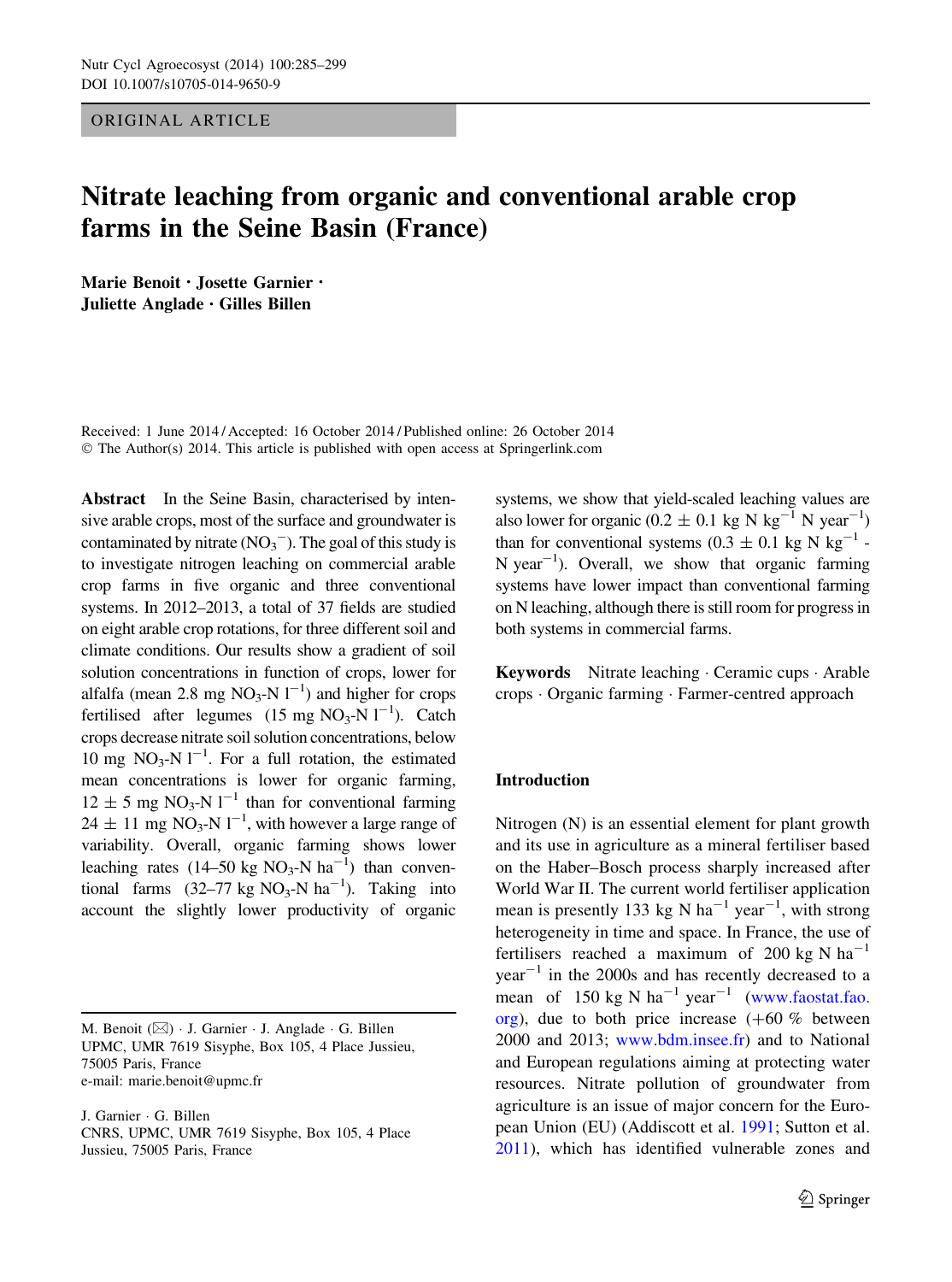ORIGINAL ARTICLE

# Nitrate leaching from organic and conventional arable crop farms in the Seine Basin (France)

**Marie Benoit · Josette Garnier · Juliette Anglade · Gilles Billen**

Received: 1 June 2014 / Accepted: 16 October 2014 / Published online: 26 October 2014
© The Author(s) 2014. This article is published with open access at Springerlink.com

**Abstract** In the Seine Basin, characterised by intensive arable crops, most of the surface and groundwater is contaminated by nitrate ($NO_3^-$). The goal of this study is to investigate nitrogen leaching on commercial arable crop farms in five organic and three conventional systems. In 2012–2013, a total of 37 fields are studied on eight arable crop rotations, for three different soil and climate conditions. Our results show a gradient of soil solution concentrations in function of crops, lower for alfalfa (mean 2.8 mg $NO_3$-N $l^{-1}$) and higher for crops fertilised after legumes (15 mg $NO_3$-N $l^{-1}$). Catch crops decrease nitrate soil solution concentrations, below 10 mg $NO_3$-N $l^{-1}$. For a full rotation, the estimated mean concentrations is lower for organic farming, 12 ± 5 mg $NO_3$-N $l^{-1}$ than for conventional farming 24 ± 11 mg $NO_3$-N $l^{-1}$, with however a large range of variability. Overall, organic farming shows lower leaching rates (14–50 kg $NO_3$-N $ha^{-1}$) than conventional farms (32–77 kg $NO_3$-N $ha^{-1}$). Taking into account the slightly lower productivity of organic systems, we show that yield-scaled leaching values are also lower for organic (0.2 ± 0.1 kg N $kg^{-1}$ N $year^{-1}$) than for conventional systems (0.3 ± 0.1 kg N $kg^{-1}$ N $year^{-1}$). Overall, we show that organic farming systems have lower impact than conventional farming on N leaching, although there is still room for progress in both systems in commercial farms.

**Keywords** Nitrate leaching · Ceramic cups · Arable crops · Organic farming · Farmer-centred approach

M. Benoit (✉) · J. Garnier · J. Anglade · G. Billen
UPMC, UMR 7619 Sisyphe, Box 105, 4 Place Jussieu, 75005 Paris, France
e-mail: marie.benoit@upmc.fr

J. Garnier · G. Billen
CNRS, UPMC, UMR 7619 Sisyphe, Box 105, 4 Place Jussieu, 75005 Paris, France

## Introduction

Nitrogen (N) is an essential element for plant growth and its use in agriculture as a mineral fertiliser based on the Haber–Bosch process sharply increased after World War II. The current world fertiliser application mean is presently 133 kg N $ha^{-1}$ $year^{-1}$, with strong heterogeneity in time and space. In France, the use of fertilisers reached a maximum of 200 kg N $ha^{-1}$ $year^{-1}$ in the 2000s and has recently decreased to a mean of 150 kg N $ha^{-1}$ $year^{-1}$ (www.faostat.fao.org), due to both price increase (+60 % between 2000 and 2013; www.bdm.insee.fr) and to National and European regulations aiming at protecting water resources. Nitrate pollution of groundwater from agriculture is an issue of major concern for the European Union (EU) (Addiscott et al. 1991; Sutton et al. 2011), which has identified vulnerable zones and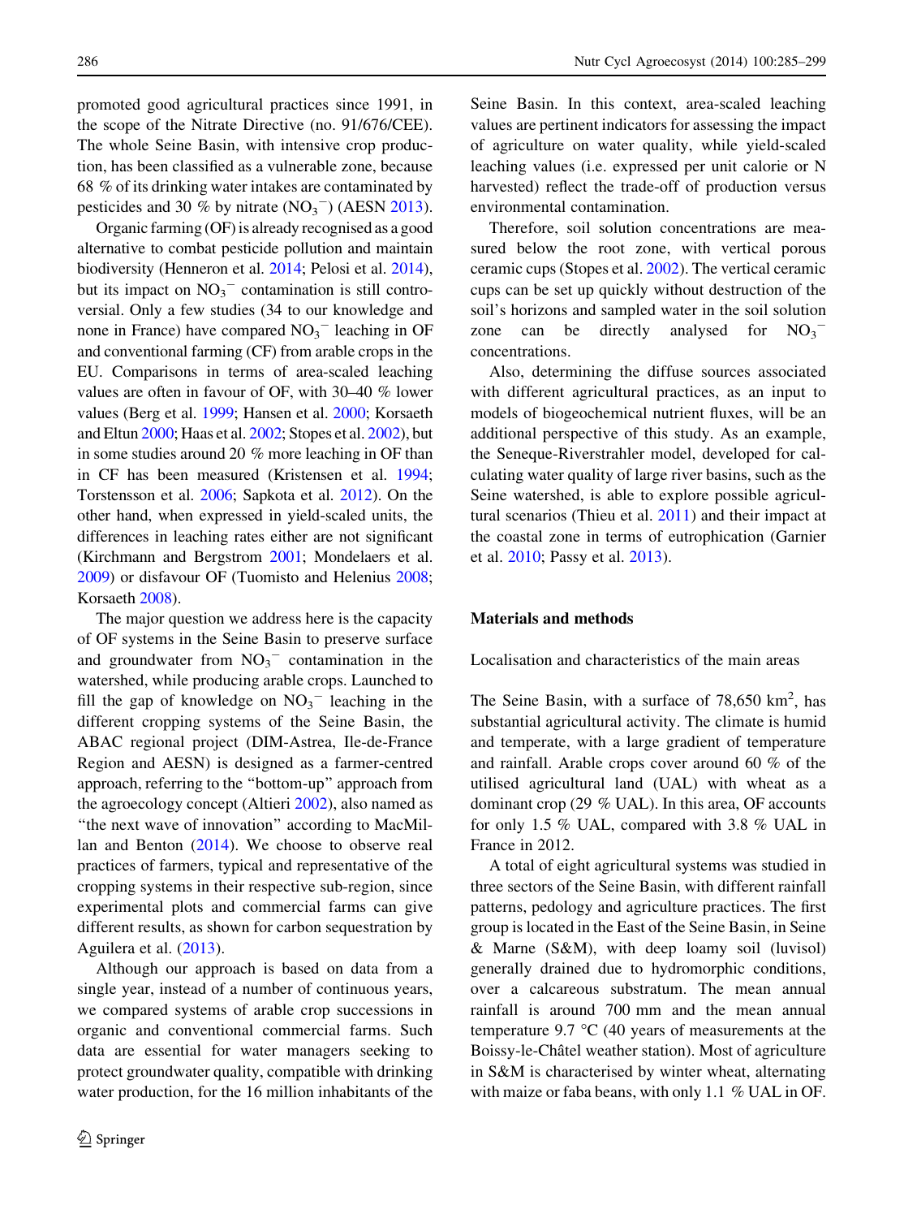promoted good agricultural practices since 1991, in the scope of the Nitrate Directive (no. 91/676/CEE). The whole Seine Basin, with intensive crop production, has been classified as a vulnerable zone, because 68 % of its drinking water intakes are contaminated by pesticides and 30 % by nitrate ($NO_3^-$) (AESN 2013).

Organic farming (OF) is already recognised as a good alternative to combat pesticide pollution and maintain biodiversity (Henneron et al. 2014; Pelosi et al. 2014), but its impact on $NO_3^-$ contamination is still controversial. Only a few studies (34 to our knowledge and none in France) have compared $NO_3^-$ leaching in OF and conventional farming (CF) from arable crops in the EU. Comparisons in terms of area-scaled leaching values are often in favour of OF, with 30–40 % lower values (Berg et al. 1999; Hansen et al. 2000; Korsaeth and Eltun 2000; Haas et al. 2002; Stopes et al. 2002), but in some studies around 20 % more leaching in OF than in CF has been measured (Kristensen et al. 1994; Torstensson et al. 2006; Sapkota et al. 2012). On the other hand, when expressed in yield-scaled units, the differences in leaching rates either are not significant (Kirchmann and Bergstrom 2001; Mondelaers et al. 2009) or disfavour OF (Tuomisto and Helenius 2008; Korsaeth 2008).

The major question we address here is the capacity of OF systems in the Seine Basin to preserve surface and groundwater from $NO_3^-$ contamination in the watershed, while producing arable crops. Launched to fill the gap of knowledge on $NO_3^-$ leaching in the different cropping systems of the Seine Basin, the ABAC regional project (DIM-Astrea, Ile-de-France Region and AESN) is designed as a farmer-centred approach, referring to the "bottom-up" approach from the agroecology concept (Altieri 2002), also named as "the next wave of innovation" according to MacMillan and Benton (2014). We choose to observe real practices of farmers, typical and representative of the cropping systems in their respective sub-region, since experimental plots and commercial farms can give different results, as shown for carbon sequestration by Aguilera et al. (2013).

Although our approach is based on data from a single year, instead of a number of continuous years, we compared systems of arable crop successions in organic and conventional commercial farms. Such data are essential for water managers seeking to protect groundwater quality, compatible with drinking water production, for the 16 million inhabitants of the Seine Basin. In this context, area-scaled leaching values are pertinent indicators for assessing the impact of agriculture on water quality, while yield-scaled leaching values (i.e. expressed per unit calorie or N harvested) reflect the trade-off of production versus environmental contamination.

Therefore, soil solution concentrations are measured below the root zone, with vertical porous ceramic cups (Stopes et al. 2002). The vertical ceramic cups can be set up quickly without destruction of the soil's horizons and sampled water in the soil solution zone can be directly analysed for $NO_3^-$ concentrations.

Also, determining the diffuse sources associated with different agricultural practices, as an input to models of biogeochemical nutrient fluxes, will be an additional perspective of this study. As an example, the Seneque-Riverstrahler model, developed for calculating water quality of large river basins, such as the Seine watershed, is able to explore possible agricultural scenarios (Thieu et al. 2011) and their impact at the coastal zone in terms of eutrophication (Garnier et al. 2010; Passy et al. 2013).

## Materials and methods

### Localisation and characteristics of the main areas

The Seine Basin, with a surface of 78,650 km$^2$, has substantial agricultural activity. The climate is humid and temperate, with a large gradient of temperature and rainfall. Arable crops cover around 60 % of the utilised agricultural land (UAL) with wheat as a dominant crop (29 % UAL). In this area, OF accounts for only 1.5 % UAL, compared with 3.8 % UAL in France in 2012.

A total of eight agricultural systems was studied in three sectors of the Seine Basin, with different rainfall patterns, pedology and agriculture practices. The first group is located in the East of the Seine Basin, in Seine & Marne (S&M), with deep loamy soil (luvisol) generally drained due to hydromorphic conditions, over a calcareous substratum. The mean annual rainfall is around 700 mm and the mean annual temperature 9.7 °C (40 years of measurements at the Boissy-le-Châtel weather station). Most of agriculture in S&M is characterised by winter wheat, alternating with maize or faba beans, with only 1.1 % UAL in OF.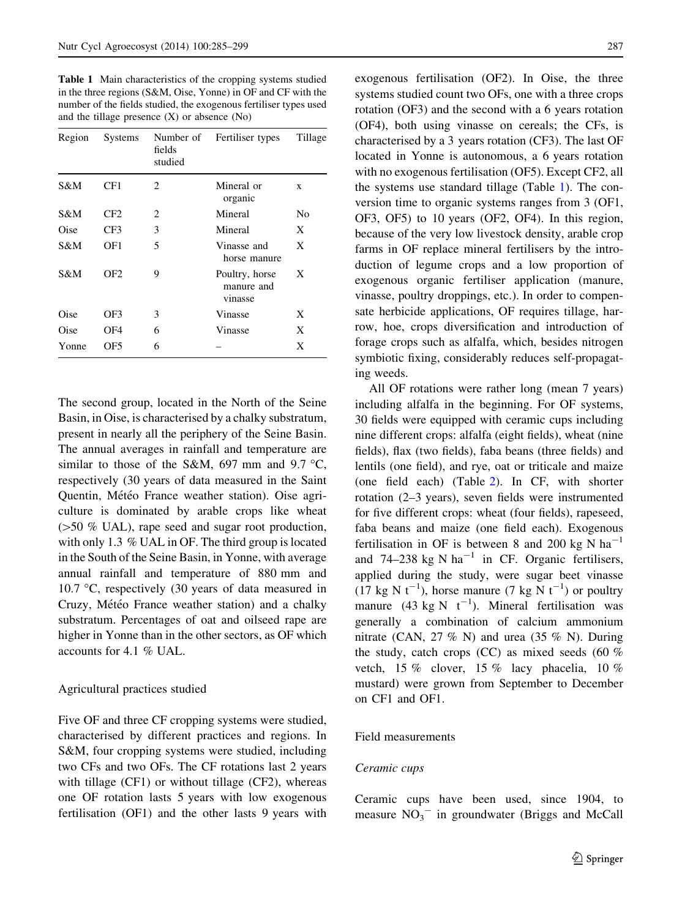**Table 1** Main characteristics of the cropping systems studied in the three regions (S&M, Oise, Yonne) in OF and CF with the number of the fields studied, the exogenous fertiliser types used and the tillage presence (X) or absence (No)

| Region | Systems | Number of fields studied | Fertiliser types | Tillage |
|---|---|---|---|---|
| S&M | CF1 | 2 | Mineral or organic | x |
| S&M | CF2 | 2 | Mineral | No |
| Oise | CF3 | 3 | Mineral | X |
| S&M | OF1 | 5 | Vinasse and horse manure | X |
| S&M | OF2 | 9 | Poultry, horse manure and vinasse | X |
| Oise | OF3 | 3 | Vinasse | X |
| Oise | OF4 | 6 | Vinasse | X |
| Yonne | OF5 | 6 | – | X |

The second group, located in the North of the Seine Basin, in Oise, is characterised by a chalky substratum, present in nearly all the periphery of the Seine Basin. The annual averages in rainfall and temperature are similar to those of the S&M, 697 mm and 9.7 °C, respectively (30 years of data measured in the Saint Quentin, Météo France weather station). Oise agriculture is dominated by arable crops like wheat (>50 % UAL), rape seed and sugar root production, with only 1.3 % UAL in OF. The third group is located in the South of the Seine Basin, in Yonne, with average annual rainfall and temperature of 880 mm and 10.7 °C, respectively (30 years of data measured in Cruzy, Météo France weather station) and a chalky substratum. Percentages of oat and oilseed rape are higher in Yonne than in the other sectors, as OF which accounts for 4.1 % UAL.

## Agricultural practices studied

Five OF and three CF cropping systems were studied, characterised by different practices and regions. In S&M, four cropping systems were studied, including two CFs and two OFs. The CF rotations last 2 years with tillage (CF1) or without tillage (CF2), whereas one OF rotation lasts 5 years with low exogenous fertilisation (OF1) and the other lasts 9 years with exogenous fertilisation (OF2). In Oise, the three systems studied count two OFs, one with a three crops rotation (OF3) and the second with a 6 years rotation (OF4), both using vinasse on cereals; the CFs, is characterised by a 3 years rotation (CF3). The last OF located in Yonne is autonomous, a 6 years rotation with no exogenous fertilisation (OF5). Except CF2, all the systems use standard tillage (Table 1). The conversion time to organic systems ranges from 3 (OF1, OF3, OF5) to 10 years (OF2, OF4). In this region, because of the very low livestock density, arable crop farms in OF replace mineral fertilisers by the introduction of legume crops and a low proportion of exogenous organic fertiliser application (manure, vinasse, poultry droppings, etc.). In order to compensate herbicide applications, OF requires tillage, harrow, hoe, crops diversification and introduction of forage crops such as alfalfa, which, besides nitrogen symbiotic fixing, considerably reduces self-propagating weeds.

All OF rotations were rather long (mean 7 years) including alfalfa in the beginning. For OF systems, 30 fields were equipped with ceramic cups including nine different crops: alfalfa (eight fields), wheat (nine fields), flax (two fields), faba beans (three fields) and lentils (one field), and rye, oat or triticale and maize (one field each) (Table 2). In CF, with shorter rotation (2–3 years), seven fields were instrumented for five different crops: wheat (four fields), rapeseed, faba beans and maize (one field each). Exogenous fertilisation in OF is between 8 and 200 kg N $ha^{-1}$ and 74–238 kg N $ha^{-1}$ in CF. Organic fertilisers, applied during the study, were sugar beet vinasse (17 kg N $t^{-1}$), horse manure (7 kg N $t^{-1}$) or poultry manure (43 kg N $t^{-1}$). Mineral fertilisation was generally a combination of calcium ammonium nitrate (CAN, 27 % N) and urea (35 % N). During the study, catch crops (CC) as mixed seeds (60 % vetch, 15 % clover, 15 % lacy phacelia, 10 % mustard) were grown from September to December on CF1 and OF1.

## Field measurements

### *Ceramic cups*

Ceramic cups have been used, since 1904, to measure $NO_3^-$ in groundwater (Briggs and McCall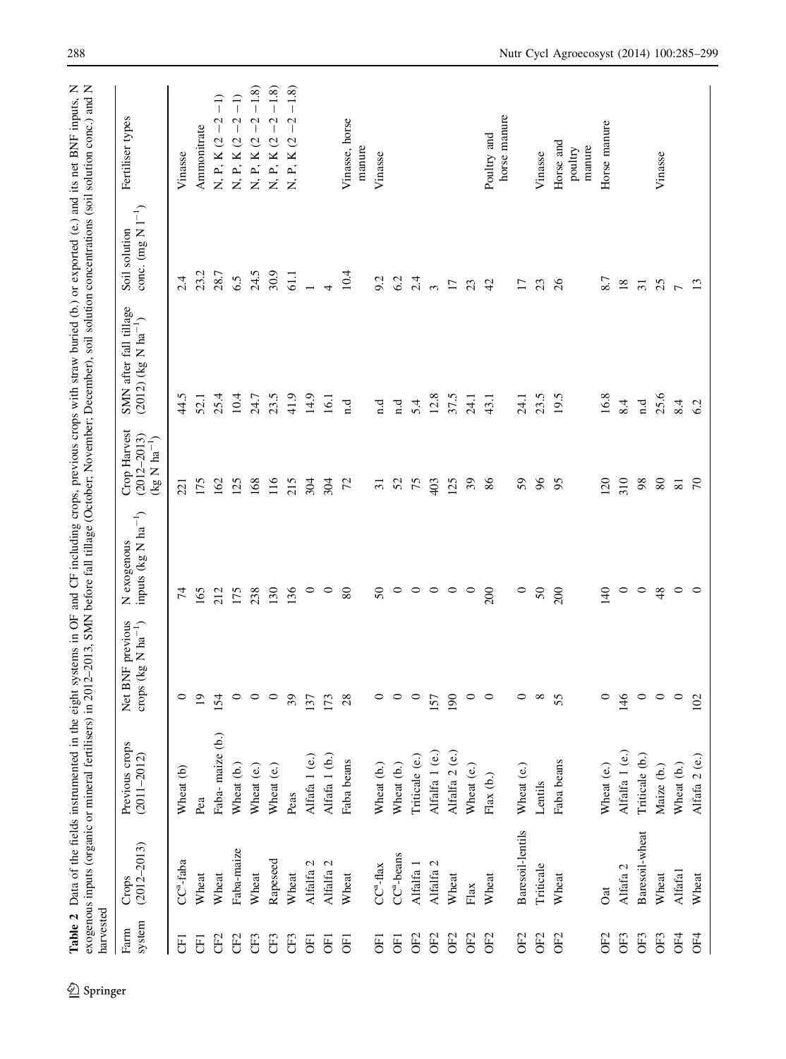**Table 2** Data of the fields instrumented in the eight systems in OF and CF including crops, previous crops with straw buried (b.) or exported (e.) and its net BNF inputs, N exogenous inputs (organic or mineral fertilisers) in 2012–2013, SMN before fall tillage (October, November; December), soil solution concentrations (soil solution conc.) and N harvested

| Farm system | Crops (2012–2013) | Previous crops (2011–2012) | Net BNF previous crops (kg N ha$^{-1}$) | N exogenous inputs (kg N ha$^{-1}$) | Crop Harvest (2012–2013) (kg N ha$^{-1}$) | SMN after fall tillage (2012) (kg N ha$^{-1}$) | Soil solution conc. (mg N l$^{-1}$) | Fertiliser types |
|---|---|---|---|---|---|---|---|---|
| CF1 | CC[a]-faba | Wheat (b) | 0 | 74 | 221 | 44.5 | 2.4 | Vinasse |
| CF1 | Wheat | Pea | 19 | 165 | 175 | 52.1 | 23.2 | Ammonitrate |
| CF2 | Wheat | Faba- maize (b.) | 154 | 212 | 162 | 25.4 | 28.7 | N, P, K (2 −2 −1) |
| CF2 | Faba-maize | Wheat (b.) | 0 | 175 | 125 | 10.4 | 6.5 | N, P, K (2 −2 −1) |
| CF3 | Wheat | Wheat (e.) | 0 | 238 | 168 | 24.7 | 24.5 | N, P, K (2 −2 −1.8) |
| CF3 | Rapeseed | Wheat (e.) | 0 | 130 | 116 | 23.5 | 30.9 | N, P, K (2 −2 −1.8) |
| CF3 | Wheat | Peas | 39 | 136 | 215 | 41.9 | 61.1 | N, P, K (2 −2 −1.8) |
| OF1 | Alfalfa 2 | Alfalfa 1 (e.) | 137 | 0 | 304 | 14.9 | 1 | |
| OF1 | Alfalfa 2 | Alfalfa 1 (b.) | 173 | 0 | 304 | 16.1 | 4 | |
| OF1 | Wheat | Faba beans | 28 | 80 | 72 | n.d | 10.4 | Vinasse, horse manure |
| OF1 | CC[a]-flax | Wheat (b.) | 0 | 50 | 31 | n.d | 9.2 | Vinasse |
| OF1 | CC[a]-beans | Wheat (b.) | 0 | 0 | 52 | n.d | 6.2 | |
| OF2 | Alfalfa 1 | Triticale (e.) | 0 | 0 | 75 | 5.4 | 2.4 | |
| OF2 | Alfalfa 2 | Alfalfa 1 (e.) | 157 | 0 | 403 | 12.8 | 3 | |
| OF2 | Wheat | Alfalfa 2 (e.) | 190 | 0 | 125 | 37.5 | 17 | |
| OF2 | Flax | Wheat (e.) | 0 | 0 | 39 | 24.1 | 23 | |
| OF2 | Wheat | Flax (b.) | 0 | 200 | 86 | 43.1 | 42 | Poultry and horse manure |
| OF2 | Baresoil-lentils | Wheat (e.) | 0 | 0 | 59 | 24.1 | 17 | |
| OF2 | Triticale | Lentils | 8 | 50 | 96 | 23.5 | 23 | Vinasse |
| OF2 | Wheat | Faba beans | 55 | 200 | 95 | 19.5 | 26 | Horse and poultry manure |
| OF2 | Oat | Wheat (e.) | 0 | 140 | 120 | 16.8 | 8.7 | Horse manure |
| OF3 | Alfafa 2 | Alfalfa 1 (e.) | 146 | 0 | 310 | 8.4 | 18 | |
| OF3 | Baresoil-wheat | Triticale (b.) | 0 | 0 | 98 | n.d | 31 | |
| OF3 | Wheat | Maize (b.) | 0 | 48 | 80 | 25.6 | 25 | Vinasse |
| OF4 | Alfafa1 | Wheat (b.) | 0 | 0 | 81 | 8.4 | 7 | |
| OF4 | Wheat | Alfafa 2 (e.) | 102 | 0 | 70 | 6.2 | 13 | |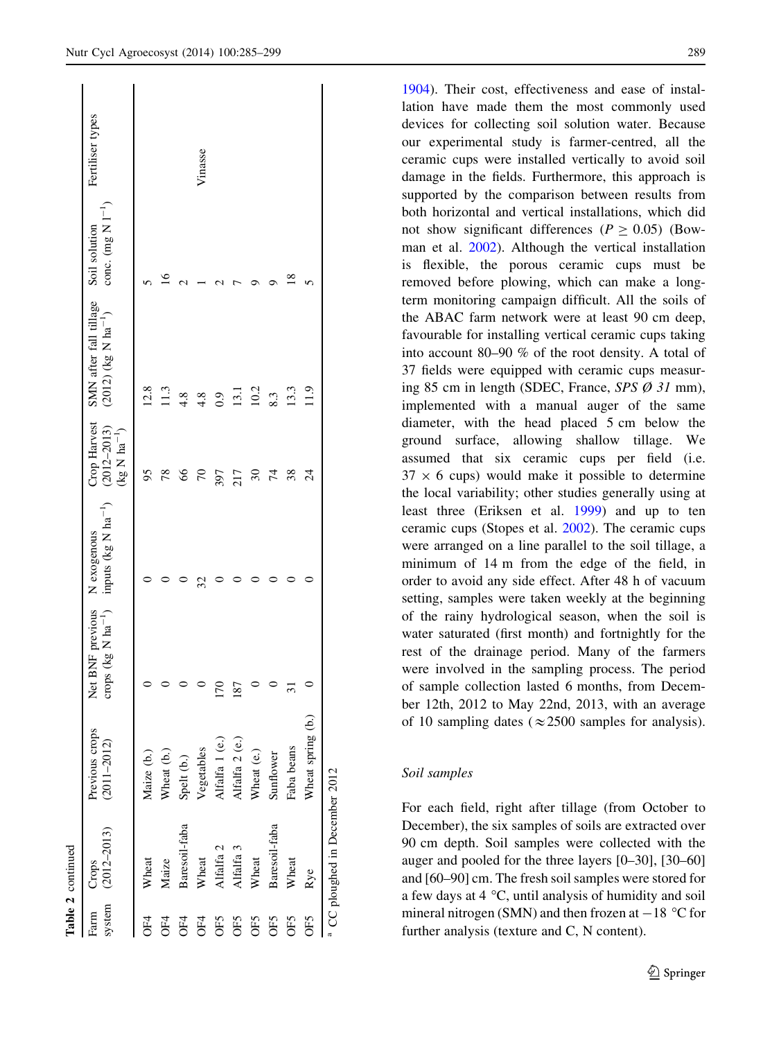**Table 2** continued

| Farm system | Crops (2012–2013) | Previous crops (2011–2012) | Net BNF previous crops (kg N $ha^{-1}$) | N exogenous inputs (kg N $ha^{-1}$) | Crop Harvest (2012–2013) (kg N $ha^{-1}$) | SMN after fall tillage (2012) (kg N $ha^{-1}$) | Soil solution conc. (mg N $l^{-1}$) | Fertiliser types |
|---|---|---|---|---|---|---|---|---|
| OF4 | Wheat | Maize (b.) | 0 | 0 | 95 | 12.8 | 5 | |
| OF4 | Maize | Wheat (b.) | 0 | 0 | 78 | 11.3 | 16 | |
| OF4 | Baresoil-faba | Spelt (b.) | 0 | 0 | 66 | 4.8 | 2 | |
| OF4 | Wheat | Vegetables | 0 | 32 | 70 | 4.8 | 1 | Vinasse |
| OF5 | Alfalfa 2 | Alfalfa 1 (e.) | 170 | 0 | 397 | 0.9 | 2 | |
| OF5 | Alfalfa 3 | Alfalfa 2 (e.) | 187 | 0 | 217 | 13.1 | 7 | |
| OF5 | Wheat | Wheat (e.) | 0 | 0 | 30 | 10.2 | 9 | |
| OF5 | Baresoil-faba | Sunflower | 0 | 0 | 74 | 8.3 | 9 | |
| OF5 | Wheat | Faba beans | 31 | 0 | 38 | 13.3 | 18 | |
| OF5 | Rye | Wheat spring (b.) | 0 | 0 | 24 | 11.9 | 5 | |

[a] CC ploughed in December 2012

1904). Their cost, effectiveness and ease of installation have made them the most commonly used devices for collecting soil solution water. Because our experimental study is farmer-centred, all the ceramic cups were installed vertically to avoid soil damage in the fields. Furthermore, this approach is supported by the comparison between results from both horizontal and vertical installations, which did not show significant differences ($P \geq 0.05$) (Bowman et al. 2002). Although the vertical installation is flexible, the porous ceramic cups must be removed before plowing, which can make a long-term monitoring campaign difficult. All the soils of the ABAC farm network were at least 90 cm deep, favourable for installing vertical ceramic cups taking into account 80–90 % of the root density. A total of 37 fields were equipped with ceramic cups measuring 85 cm in length (SDEC, France, *SPS Ø 31* mm), implemented with a manual auger of the same diameter, with the head placed 5 cm below the ground surface, allowing shallow tillage. We assumed that six ceramic cups per field (i.e. $37 \times 6$ cups) would make it possible to determine the local variability; other studies generally using at least three (Eriksen et al. 1999) and up to ten ceramic cups (Stopes et al. 2002). The ceramic cups were arranged on a line parallel to the soil tillage, a minimum of 14 m from the edge of the field, in order to avoid any side effect. After 48 h of vacuum setting, samples were taken weekly at the beginning of the rainy hydrological season, when the soil is water saturated (first month) and fortnightly for the rest of the drainage period. Many of the farmers were involved in the sampling process. The period of sample collection lasted 6 months, from December 12th, 2012 to May 22nd, 2013, with an average of 10 sampling dates ($\approx$2500 samples for analysis).

### Soil samples

For each field, right after tillage (from October to December), the six samples of soils are extracted over 90 cm depth. Soil samples were collected with the auger and pooled for the three layers [0–30], [30–60] and [60–90] cm. The fresh soil samples were stored for a few days at 4 °C, until analysis of humidity and soil mineral nitrogen (SMN) and then frozen at −18 °C for further analysis (texture and C, N content).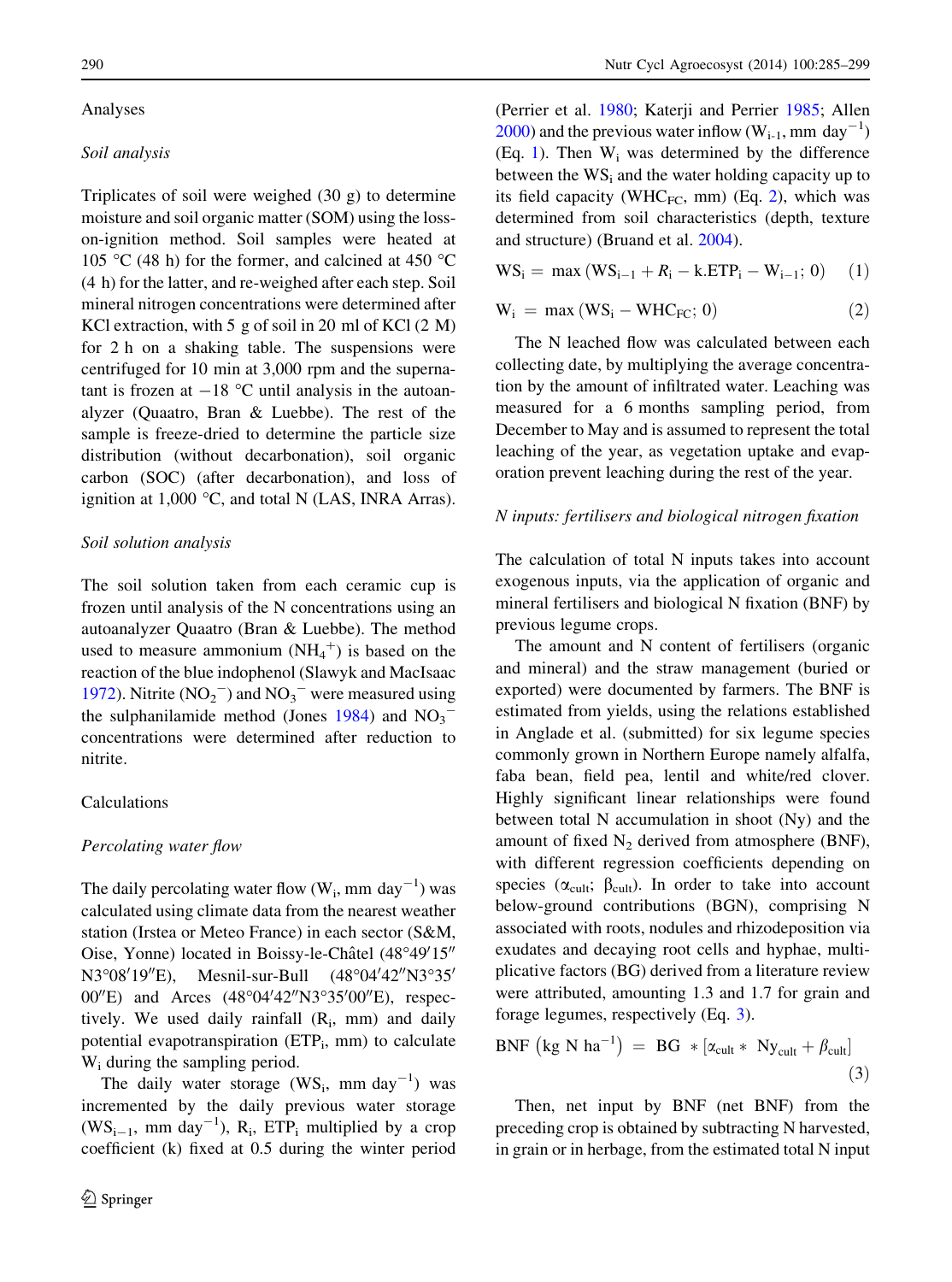## Analyses

### Soil analysis

Triplicates of soil were weighed (30 g) to determine moisture and soil organic matter (SOM) using the loss-on-ignition method. Soil samples were heated at 105 °C (48 h) for the former, and calcined at 450 °C (4 h) for the latter, and re-weighed after each step. Soil mineral nitrogen concentrations were determined after KCl extraction, with 5 g of soil in 20 ml of KCl (2 M) for 2 h on a shaking table. The suspensions were centrifuged for 10 min at 3,000 rpm and the supernatant is frozen at −18 °C until analysis in the autoanalyzer (Quaatro, Bran & Luebbe). The rest of the sample is freeze-dried to determine the particle size distribution (without decarbonation), soil organic carbon (SOC) (after decarbonation), and loss of ignition at 1,000 °C, and total N (LAS, INRA Arras).

### Soil solution analysis

The soil solution taken from each ceramic cup is frozen until analysis of the N concentrations using an autoanalyzer Quaatro (Bran & Luebbe). The method used to measure ammonium ($NH_4^+$) is based on the reaction of the blue indophenol (Slawyk and MacIsaac 1972). Nitrite ($NO_2^-$) and $NO_3^-$ were measured using the sulphanilamide method (Jones 1984) and $NO_3^-$ concentrations were determined after reduction to nitrite.

## Calculations

### Percolating water flow

The daily percolating water flow ($W_i$, mm day$^{-1}$) was calculated using climate data from the nearest weather station (Irstea or Meteo France) in each sector (S&M, Oise, Yonne) located in Boissy-le-Châtel (48°49′15″N3°08′19″E), Mesnil-sur-Bull (48°04′42″N3°35′00″E) and Arces (48°04′42″N3°35′00″E), respectively. We used daily rainfall ($R_i$, mm) and daily potential evapotranspiration ($ETP_i$, mm) to calculate $W_i$ during the sampling period.

The daily water storage ($WS_i$, mm day$^{-1}$) was incremented by the daily previous water storage ($WS_{i-1}$, mm day$^{-1}$), $R_i$, $ETP_i$ multiplied by a crop coefficient (k) fixed at 0.5 during the winter period (Perrier et al. 1980; Katerji and Perrier 1985; Allen 2000) and the previous water inflow ($W_{i-1}$, mm day$^{-1}$) (Eq. 1). Then $W_i$ was determined by the difference between the $WS_i$ and the water holding capacity up to its field capacity ($WHC_{FC}$, mm) (Eq. 2), which was determined from soil characteristics (depth, texture and structure) (Bruand et al. 2004).

$$WS_i = \max\left(WS_{i-1} + R_i - k.ETP_i - W_{i-1};\, 0\right) \quad (1)$$

$$W_i = \max\left(WS_i - WHC_{FC};\, 0\right) \quad (2)$$

The N leached flow was calculated between each collecting date, by multiplying the average concentration by the amount of infiltrated water. Leaching was measured for a 6 months sampling period, from December to May and is assumed to represent the total leaching of the year, as vegetation uptake and evaporation prevent leaching during the rest of the year.

### N inputs: fertilisers and biological nitrogen fixation

The calculation of total N inputs takes into account exogenous inputs, via the application of organic and mineral fertilisers and biological N fixation (BNF) by previous legume crops.

The amount and N content of fertilisers (organic and mineral) and the straw management (buried or exported) were documented by farmers. The BNF is estimated from yields, using the relations established in Anglade et al. (submitted) for six legume species commonly grown in Northern Europe namely alfalfa, faba bean, field pea, lentil and white/red clover. Highly significant linear relationships were found between total N accumulation in shoot (Ny) and the amount of fixed $N_2$ derived from atmosphere (BNF), with different regression coefficients depending on species ($\alpha_{cult}$; $\beta_{cult}$). In order to take into account below-ground contributions (BGN), comprising N associated with roots, nodules and rhizodeposition via exudates and decaying root cells and hyphae, multiplicative factors (BG) derived from a literature review were attributed, amounting 1.3 and 1.7 for grain and forage legumes, respectively (Eq. 3).

$$BNF\ \left(\text{kg N ha}^{-1}\right) = BG * \left[\alpha_{cult} * Ny_{cult} + \beta_{cult}\right] \quad (3)$$

Then, net input by BNF (net BNF) from the preceding crop is obtained by subtracting N harvested, in grain or in herbage, from the estimated total N input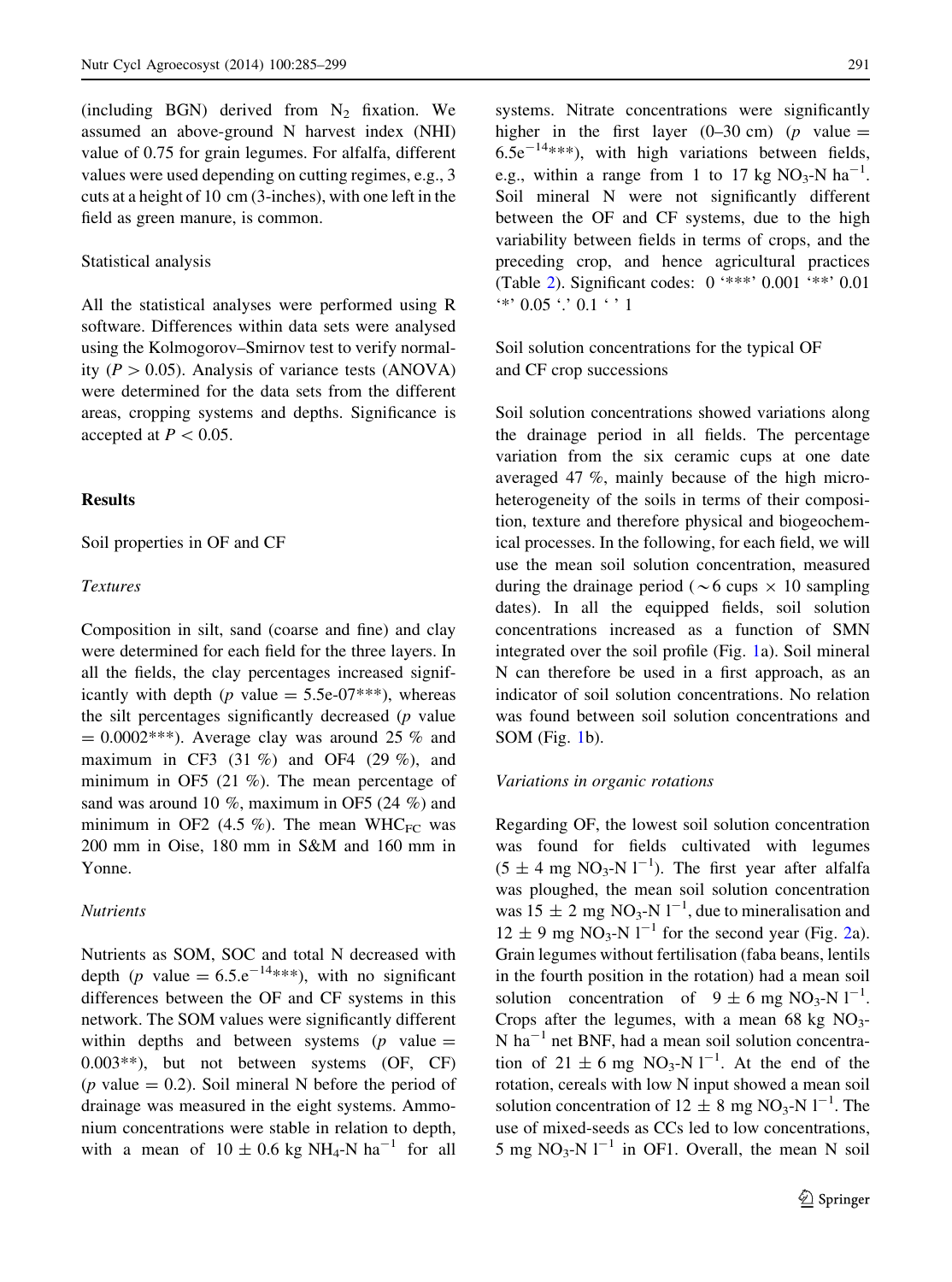(including BGN) derived from $N_2$ fixation. We assumed an above-ground N harvest index (NHI) value of 0.75 for grain legumes. For alfalfa, different values were used depending on cutting regimes, e.g., 3 cuts at a height of 10 cm (3-inches), with one left in the field as green manure, is common.

## Statistical analysis

All the statistical analyses were performed using R software. Differences within data sets were analysed using the Kolmogorov–Smirnov test to verify normality ($P > 0.05$). Analysis of variance tests (ANOVA) were determined for the data sets from the different areas, cropping systems and depths. Significance is accepted at $P < 0.05$.

# Results

## Soil properties in OF and CF

### *Textures*

Composition in silt, sand (coarse and fine) and clay were determined for each field for the three layers. In all the fields, the clay percentages increased significantly with depth ($p$ value = 5.5e-07***), whereas the silt percentages significantly decreased ($p$ value = 0.0002***). Average clay was around 25 % and maximum in CF3 (31 %) and OF4 (29 %), and minimum in OF5 (21 %). The mean percentage of sand was around 10 %, maximum in OF5 (24 %) and minimum in OF2 (4.5 %). The mean $WHC_{FC}$ was 200 mm in Oise, 180 mm in S&M and 160 mm in Yonne.

### *Nutrients*

Nutrients as SOM, SOC and total N decreased with depth ($p$ value = $6.5.e^{-14}$***), with no significant differences between the OF and CF systems in this network. The SOM values were significantly different within depths and between systems ($p$ value = 0.003**), but not between systems (OF, CF) ($p$ value = 0.2). Soil mineral N before the period of drainage was measured in the eight systems. Ammonium concentrations were stable in relation to depth, with a mean of $10 \pm 0.6$ kg $NH_4$-N $ha^{-1}$ for all systems. Nitrate concentrations were significantly higher in the first layer (0–30 cm) ($p$ value = $6.5e^{-14}$***), with high variations between fields, e.g., within a range from 1 to 17 kg $NO_3$-N $ha^{-1}$. Soil mineral N were not significantly different between the OF and CF systems, due to the high variability between fields in terms of crops, and the preceding crop, and hence agricultural practices (Table 2). Significant codes: 0 '***' 0.001 '**' 0.01 '*' 0.05 '.' 0.1 ' ' 1

## Soil solution concentrations for the typical OF and CF crop successions

Soil solution concentrations showed variations along the drainage period in all fields. The percentage variation from the six ceramic cups at one date averaged 47 %, mainly because of the high micro-heterogeneity of the soils in terms of their composition, texture and therefore physical and biogeochemical processes. In the following, for each field, we will use the mean soil solution concentration, measured during the drainage period ($\sim$6 cups × 10 sampling dates). In all the equipped fields, soil solution concentrations increased as a function of SMN integrated over the soil profile (Fig. 1a). Soil mineral N can therefore be used in a first approach, as an indicator of soil solution concentrations. No relation was found between soil solution concentrations and SOM (Fig. 1b).

### *Variations in organic rotations*

Regarding OF, the lowest soil solution concentration was found for fields cultivated with legumes ($5 \pm 4$ mg $NO_3$-N $l^{-1}$). The first year after alfalfa was ploughed, the mean soil solution concentration was $15 \pm 2$ mg $NO_3$-N $l^{-1}$, due to mineralisation and $12 \pm 9$ mg $NO_3$-N $l^{-1}$ for the second year (Fig. 2a). Grain legumes without fertilisation (faba beans, lentils in the fourth position in the rotation) had a mean soil solution concentration of $9 \pm 6$ mg $NO_3$-N $l^{-1}$. Crops after the legumes, with a mean 68 kg $NO_3$-N $ha^{-1}$ net BNF, had a mean soil solution concentration of $21 \pm 6$ mg $NO_3$-N $l^{-1}$. At the end of the rotation, cereals with low N input showed a mean soil solution concentration of $12 \pm 8$ mg $NO_3$-N $l^{-1}$. The use of mixed-seeds as CCs led to low concentrations, 5 mg $NO_3$-N $l^{-1}$ in OF1. Overall, the mean N soil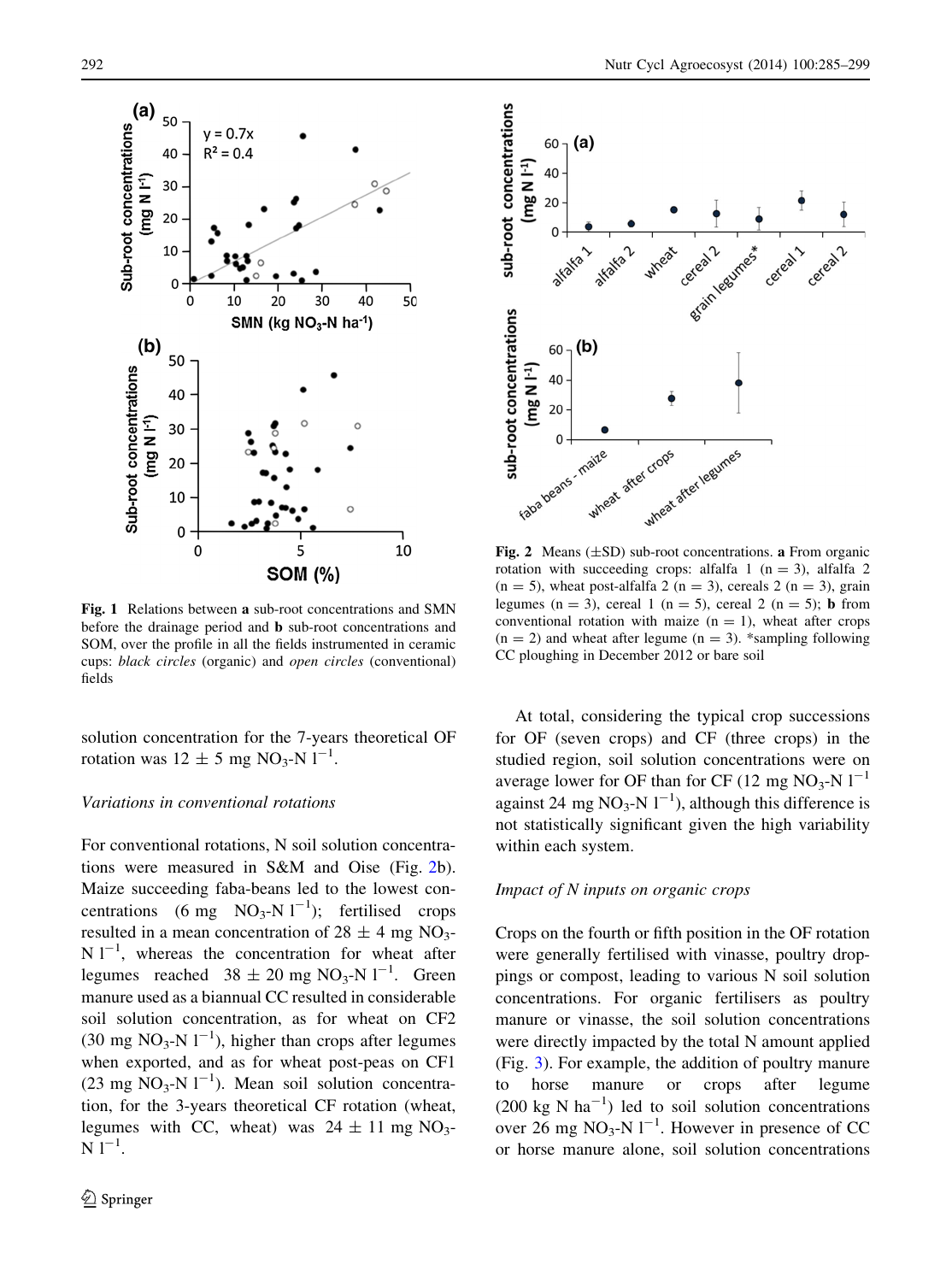Fig. 1 Relations between **a** sub-root concentrations and SMN before the drainage period and **b** sub-root concentrations and SOM, over the profile in all the fields instrumented in ceramic cups: *black circles* (organic) and *open circles* (conventional) fields

Fig. 2 Means (±SD) sub-root concentrations. **a** From organic rotation with succeeding crops: alfalfa 1 (n = 3), alfalfa 2 (n = 5), wheat post-alfalfa 2 (n = 3), cereals 2 (n = 3), grain legumes (n = 3), cereal 1 (n = 5), cereal 2 (n = 5); **b** from conventional rotation with maize (n = 1), wheat after crops (n = 2) and wheat after legume (n = 3). *sampling following CC ploughing in December 2012 or bare soil

solution concentration for the 7-years theoretical OF rotation was 12 ± 5 mg $NO_3$-N $l^{-1}$.

*Variations in conventional rotations*

For conventional rotations, N soil solution concentrations were measured in S&M and Oise (Fig. 2b). Maize succeeding faba-beans led to the lowest concentrations (6 mg $NO_3$-N $l^{-1}$); fertilised crops resulted in a mean concentration of 28 ± 4 mg $NO_3$-N $l^{-1}$, whereas the concentration for wheat after legumes reached 38 ± 20 mg $NO_3$-N $l^{-1}$. Green manure used as a biannual CC resulted in considerable soil solution concentration, as for wheat on CF2 (30 mg $NO_3$-N $l^{-1}$), higher than crops after legumes when exported, and as for wheat post-peas on CF1 (23 mg $NO_3$-N $l^{-1}$). Mean soil solution concentration, for the 3-years theoretical CF rotation (wheat, legumes with CC, wheat) was 24 ± 11 mg $NO_3$-N $l^{-1}$.

At total, considering the typical crop successions for OF (seven crops) and CF (three crops) in the studied region, soil solution concentrations were on average lower for OF than for CF (12 mg $NO_3$-N $l^{-1}$ against 24 mg $NO_3$-N $l^{-1}$), although this difference is not statistically significant given the high variability within each system.

*Impact of N inputs on organic crops*

Crops on the fourth or fifth position in the OF rotation were generally fertilised with vinasse, poultry droppings or compost, leading to various N soil solution concentrations. For organic fertilisers as poultry manure or vinasse, the soil solution concentrations were directly impacted by the total N amount applied (Fig. 3). For example, the addition of poultry manure to horse manure or crops after legume (200 kg N $ha^{-1}$) led to soil solution concentrations over 26 mg $NO_3$-N $l^{-1}$. However in presence of CC or horse manure alone, soil solution concentrations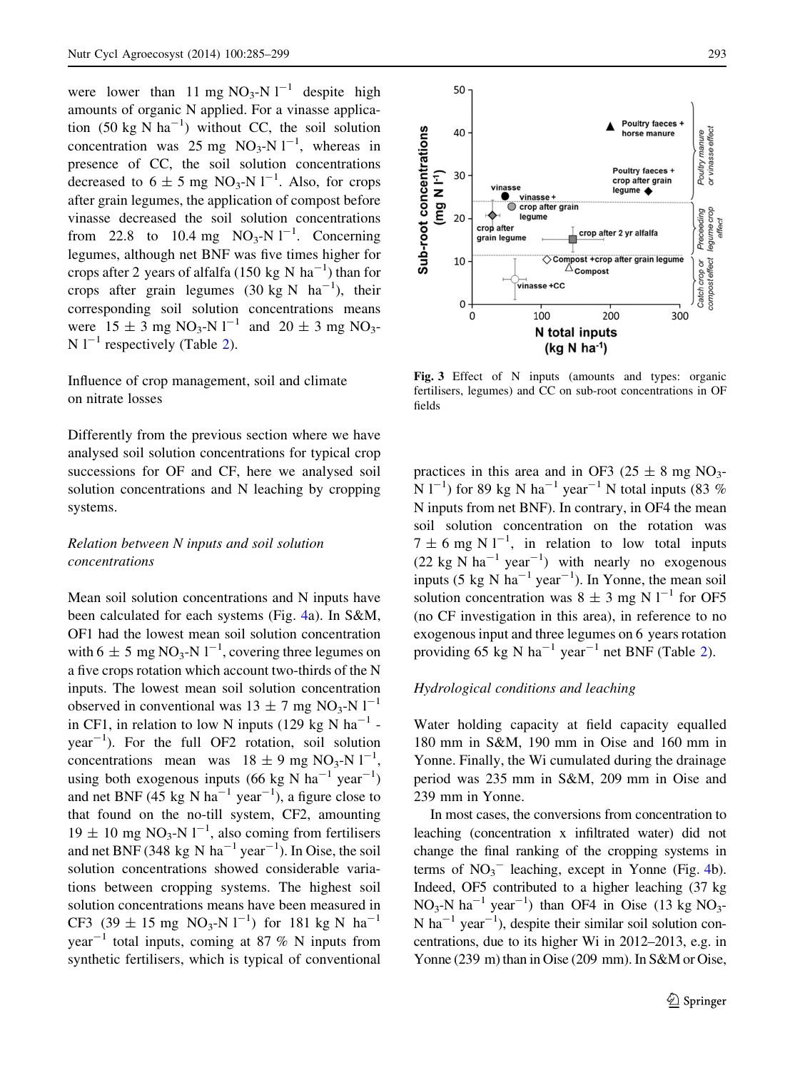were lower than 11 mg $NO_3$-N $l^{-1}$ despite high amounts of organic N applied. For a vinasse application (50 kg N $ha^{-1}$) without CC, the soil solution concentration was 25 mg $NO_3$-N $l^{-1}$, whereas in presence of CC, the soil solution concentrations decreased to $6 \pm 5$ mg $NO_3$-N $l^{-1}$. Also, for crops after grain legumes, the application of compost before vinasse decreased the soil solution concentrations from 22.8 to 10.4 mg $NO_3$-N $l^{-1}$. Concerning legumes, although net BNF was five times higher for crops after 2 years of alfalfa (150 kg N $ha^{-1}$) than for crops after grain legumes (30 kg N $ha^{-1}$), their corresponding soil solution concentrations means were $15 \pm 3$ mg $NO_3$-N $l^{-1}$ and $20 \pm 3$ mg $NO_3$-N $l^{-1}$ respectively (Table 2).

Fig. 3 Effect of N inputs (amounts and types: organic fertilisers, legumes) and CC on sub-root concentrations in OF fields

### Influence of crop management, soil and climate on nitrate losses

Differently from the previous section where we have analysed soil solution concentrations for typical crop successions for OF and CF, here we analysed soil solution concentrations and N leaching by cropping systems.

#### *Relation between N inputs and soil solution concentrations*

Mean soil solution concentrations and N inputs have been calculated for each systems (Fig. 4a). In S&M, OF1 had the lowest mean soil solution concentration with $6 \pm 5$ mg $NO_3$-N $l^{-1}$, covering three legumes on a five crops rotation which account two-thirds of the N inputs. The lowest mean soil solution concentration observed in conventional was $13 \pm 7$ mg $NO_3$-N $l^{-1}$ in CF1, in relation to low N inputs (129 kg N $ha^{-1}$ $year^{-1}$). For the full OF2 rotation, soil solution concentrations mean was $18 \pm 9$ mg $NO_3$-N $l^{-1}$, using both exogenous inputs (66 kg N $ha^{-1}$ $year^{-1}$) and net BNF (45 kg N $ha^{-1}$ $year^{-1}$), a figure close to that found on the no-till system, CF2, amounting $19 \pm 10$ mg $NO_3$-N $l^{-1}$, also coming from fertilisers and net BNF (348 kg N $ha^{-1}$ $year^{-1}$). In Oise, the soil solution concentrations showed considerable variations between cropping systems. The highest soil solution concentrations means have been measured in CF3 ($39 \pm 15$ mg $NO_3$-N $l^{-1}$) for 181 kg N $ha^{-1}$ $year^{-1}$ total inputs, coming at 87 % N inputs from synthetic fertilisers, which is typical of conventional practices in this area and in OF3 ($25 \pm 8$ mg $NO_3$-N $l^{-1}$) for 89 kg N $ha^{-1}$ $year^{-1}$ N total inputs (83 % N inputs from net BNF). In contrary, in OF4 the mean soil solution concentration on the rotation was $7 \pm 6$ mg N $l^{-1}$, in relation to low total inputs (22 kg N $ha^{-1}$ $year^{-1}$) with nearly no exogenous inputs (5 kg N $ha^{-1}$ $year^{-1}$). In Yonne, the mean soil solution concentration was $8 \pm 3$ mg N $l^{-1}$ for OF5 (no CF investigation in this area), in reference to no exogenous input and three legumes on 6 years rotation providing 65 kg N $ha^{-1}$ $year^{-1}$ net BNF (Table 2).

#### *Hydrological conditions and leaching*

Water holding capacity at field capacity equalled 180 mm in S&M, 190 mm in Oise and 160 mm in Yonne. Finally, the Wi cumulated during the drainage period was 235 mm in S&M, 209 mm in Oise and 239 mm in Yonne.

In most cases, the conversions from concentration to leaching (concentration x infiltrated water) did not change the final ranking of the cropping systems in terms of $NO_3^-$ leaching, except in Yonne (Fig. 4b). Indeed, OF5 contributed to a higher leaching (37 kg $NO_3$-N $ha^{-1}$ $year^{-1}$) than OF4 in Oise (13 kg $NO_3$-N $ha^{-1}$ $year^{-1}$), despite their similar soil solution concentrations, due to its higher Wi in 2012–2013, e.g. in Yonne (239 m) than in Oise (209 mm). In S&M or Oise,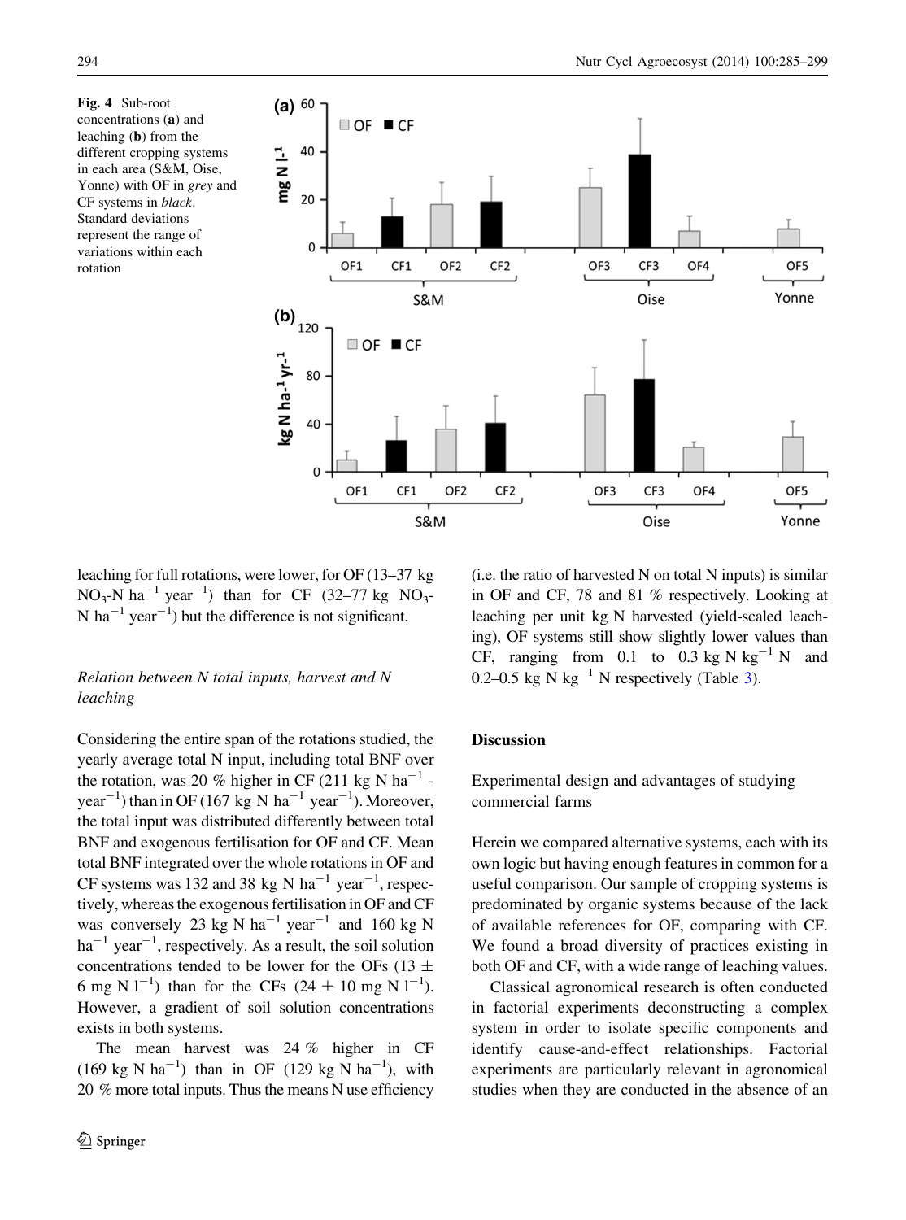Fig. 4 Sub-root concentrations (**a**) and leaching (**b**) from the different cropping systems in each area (S&M, Oise, Yonne) with OF in *grey* and CF systems in *black*. Standard deviations represent the range of variations within each rotation

leaching for full rotations, were lower, for OF (13–37 kg $NO_3$-N $ha^{-1}$ $year^{-1}$) than for CF (32–77 kg $NO_3$-N $ha^{-1}$ $year^{-1}$) but the difference is not significant.

### *Relation between N total inputs, harvest and N leaching*

Considering the entire span of the rotations studied, the yearly average total N input, including total BNF over the rotation, was 20 % higher in CF (211 kg N $ha^{-1}$ $year^{-1}$) than in OF (167 kg N $ha^{-1}$ $year^{-1}$). Moreover, the total input was distributed differently between total BNF and exogenous fertilisation for OF and CF. Mean total BNF integrated over the whole rotations in OF and CF systems was 132 and 38 kg N $ha^{-1}$ $year^{-1}$, respectively, whereas the exogenous fertilisation in OF and CF was conversely 23 kg N $ha^{-1}$ $year^{-1}$ and 160 kg N $ha^{-1}$ $year^{-1}$, respectively. As a result, the soil solution concentrations tended to be lower for the OFs (13 $\pm$ 6 mg N $l^{-1}$) than for the CFs (24 $\pm$ 10 mg N $l^{-1}$). However, a gradient of soil solution concentrations exists in both systems.

The mean harvest was 24 % higher in CF (169 kg N $ha^{-1}$) than in OF (129 kg N $ha^{-1}$), with 20 % more total inputs. Thus the means N use efficiency (i.e. the ratio of harvested N on total N inputs) is similar in OF and CF, 78 and 81 % respectively. Looking at leaching per unit kg N harvested (yield-scaled leaching), OF systems still show slightly lower values than CF, ranging from 0.1 to 0.3 kg N $kg^{-1}$ N and 0.2–0.5 kg N $kg^{-1}$ N respectively (Table 3).

## Discussion

### Experimental design and advantages of studying commercial farms

Herein we compared alternative systems, each with its own logic but having enough features in common for a useful comparison. Our sample of cropping systems is predominated by organic systems because of the lack of available references for OF, comparing with CF. We found a broad diversity of practices existing in both OF and CF, with a wide range of leaching values.

Classical agronomical research is often conducted in factorial experiments deconstructing a complex system in order to isolate specific components and identify cause-and-effect relationships. Factorial experiments are particularly relevant in agronomical studies when they are conducted in the absence of an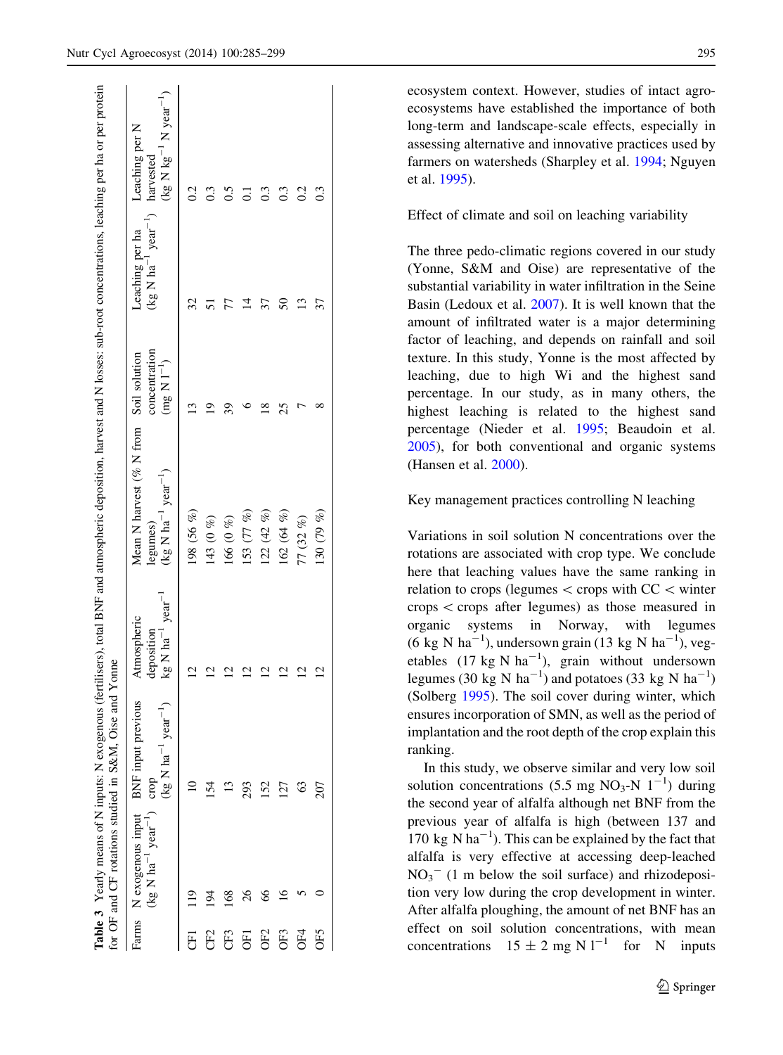**Table 3** Yearly means of N inputs: N exogenous (fertilisers), total BNF and atmospheric deposition, harvest and N losses: sub-root concentrations, leaching per ha or per protein for OF and CF rotations studied in S&M, Oise and Yonne

| Farms | N exogenous input ($kg\ N\ ha^{-1}\ year^{-1}$) | BNF input previous crop ($kg\ N\ ha^{-1}\ year^{-1}$) | Atmospheric deposition $kg\ N\ ha^{-1}\ year^{-1}$ | Mean N harvest (% N from legumes) ($kg\ N\ ha^{-1}\ year^{-1}$) | Soil solution concentration ($mg\ N\ l^{-1}$) | Leaching per ha ($kg\ N\ ha^{-1}\ year^{-1}$) | Leaching per N harvested ($kg\ N\ kg^{-1}\ N\ year^{-1}$) |
|---|---|---|---|---|---|---|---|
| CF1 | 119 | 10 | 12 | 198 (56 %) | 13 | 32 | 0.2 |
| CF2 | 194 | 154 | 12 | 143 (0 %) | 19 | 51 | 0.3 |
| CF3 | 168 | 13 | 12 | 166 (0 %) | 39 | 77 | 0.5 |
| OF1 | 26 | 293 | 12 | 153 (77 %) | 6 | 14 | 0.1 |
| OF2 | 66 | 152 | 12 | 122 (42 %) | 18 | 37 | 0.3 |
| OF3 | 16 | 127 | 12 | 162 (64 %) | 25 | 50 | 0.3 |
| OF4 | 5 | 63 | 12 | 77 (32 %) | 7 | 13 | 0.2 |
| OF5 | 0 | 207 | 12 | 130 (79 %) | 8 | 37 | 0.3 |

ecosystem context. However, studies of intact agro-ecosystems have established the importance of both long-term and landscape-scale effects, especially in assessing alternative and innovative practices used by farmers on watersheds (Sharpley et al. 1994; Nguyen et al. 1995).

### Effect of climate and soil on leaching variability

The three pedo-climatic regions covered in our study (Yonne, S&M and Oise) are representative of the substantial variability in water infiltration in the Seine Basin (Ledoux et al. 2007). It is well known that the amount of infiltrated water is a major determining factor of leaching, and depends on rainfall and soil texture. In this study, Yonne is the most affected by leaching, due to high Wi and the highest sand percentage. In our study, as in many others, the highest leaching is related to the highest sand percentage (Nieder et al. 1995; Beaudoin et al. 2005), for both conventional and organic systems (Hansen et al. 2000).

### Key management practices controlling N leaching

Variations in soil solution N concentrations over the rotations are associated with crop type. We conclude here that leaching values have the same ranking in relation to crops (legumes < crops with CC < winter crops < crops after legumes) as those measured in organic systems in Norway, with legumes ($6\ kg\ N\ ha^{-1}$), undersown grain ($13\ kg\ N\ ha^{-1}$), vegetables ($17\ kg\ N\ ha^{-1}$), grain without undersown legumes ($30\ kg\ N\ ha^{-1}$) and potatoes ($33\ kg\ N\ ha^{-1}$) (Solberg 1995). The soil cover during winter, which ensures incorporation of SMN, as well as the period of implantation and the root depth of the crop explain this ranking.

In this study, we observe similar and very low soil solution concentrations ($5.5\ mg\ NO_3\text{-}N\ l^{-1}$) during the second year of alfalfa although net BNF from the previous year of alfalfa is high (between 137 and $170\ kg\ N\ ha^{-1}$). This can be explained by the fact that alfalfa is very effective at accessing deep-leached $NO_3^-$ (1 m below the soil surface) and rhizodeposition very low during the crop development in winter. After alfalfa ploughing, the amount of net BNF has an effect on soil solution concentrations, with mean concentrations $15 \pm 2\ mg\ N\ l^{-1}$ for N inputs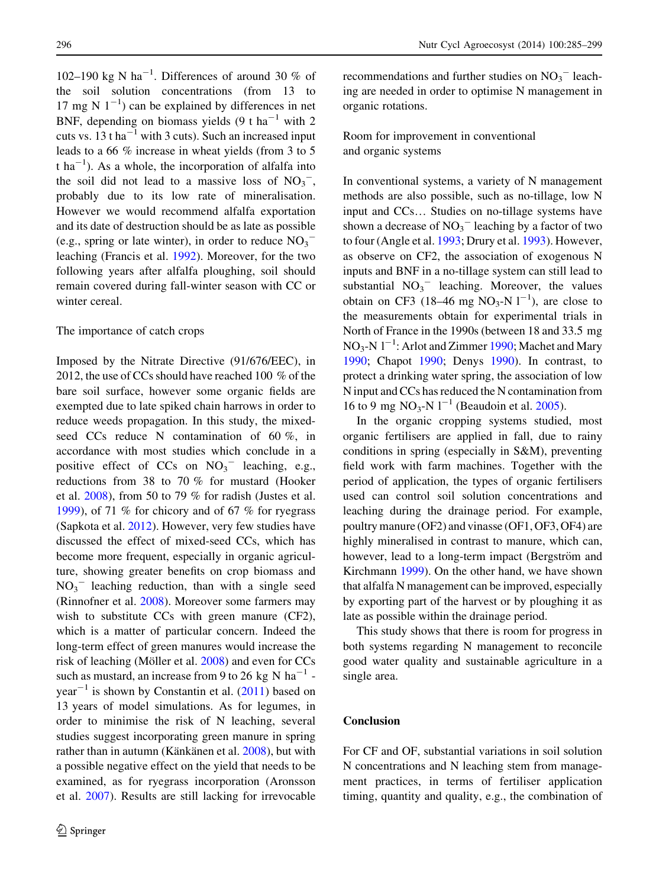102–190 kg N $ha^{-1}$. Differences of around 30 % of the soil solution concentrations (from 13 to 17 mg N $l^{-1}$) can be explained by differences in net BNF, depending on biomass yields (9 t $ha^{-1}$ with 2 cuts vs. 13 t $ha^{-1}$ with 3 cuts). Such an increased input leads to a 66 % increase in wheat yields (from 3 to 5 t $ha^{-1}$). As a whole, the incorporation of alfalfa into the soil did not lead to a massive loss of $NO_3^-$, probably due to its low rate of mineralisation. However we would recommend alfalfa exportation and its date of destruction should be as late as possible (e.g., spring or late winter), in order to reduce $NO_3^-$ leaching (Francis et al. 1992). Moreover, for the two following years after alfalfa ploughing, soil should remain covered during fall-winter season with CC or winter cereal.

### The importance of catch crops

Imposed by the Nitrate Directive (91/676/EEC), in 2012, the use of CCs should have reached 100 % of the bare soil surface, however some organic fields are exempted due to late spiked chain harrows in order to reduce weeds propagation. In this study, the mixed-seed CCs reduce N contamination of 60 %, in accordance with most studies which conclude in a positive effect of CCs on $NO_3^-$ leaching, e.g., reductions from 38 to 70 % for mustard (Hooker et al. 2008), from 50 to 79 % for radish (Justes et al. 1999), of 71 % for chicory and of 67 % for ryegrass (Sapkota et al. 2012). However, very few studies have discussed the effect of mixed-seed CCs, which has become more frequent, especially in organic agriculture, showing greater benefits on crop biomass and $NO_3^-$ leaching reduction, than with a single seed (Rinnofner et al. 2008). Moreover some farmers may wish to substitute CCs with green manure (CF2), which is a matter of particular concern. Indeed the long-term effect of green manures would increase the risk of leaching (Möller et al. 2008) and even for CCs such as mustard, an increase from 9 to 26 kg N $ha^{-1}$ $year^{-1}$ is shown by Constantin et al. (2011) based on 13 years of model simulations. As for legumes, in order to minimise the risk of N leaching, several studies suggest incorporating green manure in spring rather than in autumn (Känkänen et al. 2008), but with a possible negative effect on the yield that needs to be examined, as for ryegrass incorporation (Aronsson et al. 2007). Results are still lacking for irrevocable recommendations and further studies on $NO_3^-$ leaching are needed in order to optimise N management in organic rotations.

### Room for improvement in conventional and organic systems

In conventional systems, a variety of N management methods are also possible, such as no-tillage, low N input and CCs… Studies on no-tillage systems have shown a decrease of $NO_3^-$ leaching by a factor of two to four (Angle et al. 1993; Drury et al. 1993). However, as observe on CF2, the association of exogenous N inputs and BNF in a no-tillage system can still lead to substantial $NO_3^-$ leaching. Moreover, the values obtain on CF3 (18–46 mg $NO_3$-N $l^{-1}$), are close to the measurements obtain for experimental trials in North of France in the 1990s (between 18 and 33.5 mg $NO_3$-N $l^{-1}$: Arlot and Zimmer 1990; Machet and Mary 1990; Chapot 1990; Denys 1990). In contrast, to protect a drinking water spring, the association of low N input and CCs has reduced the N contamination from 16 to 9 mg $NO_3$-N $l^{-1}$ (Beaudoin et al. 2005).

In the organic cropping systems studied, most organic fertilisers are applied in fall, due to rainy conditions in spring (especially in S&M), preventing field work with farm machines. Together with the period of application, the types of organic fertilisers used can control soil solution concentrations and leaching during the drainage period. For example, poultry manure (OF2) and vinasse (OF1, OF3, OF4) are highly mineralised in contrast to manure, which can, however, lead to a long-term impact (Bergström and Kirchmann 1999). On the other hand, we have shown that alfalfa N management can be improved, especially by exporting part of the harvest or by ploughing it as late as possible within the drainage period.

This study shows that there is room for progress in both systems regarding N management to reconcile good water quality and sustainable agriculture in a single area.

## Conclusion

For CF and OF, substantial variations in soil solution N concentrations and N leaching stem from management practices, in terms of fertiliser application timing, quantity and quality, e.g., the combination of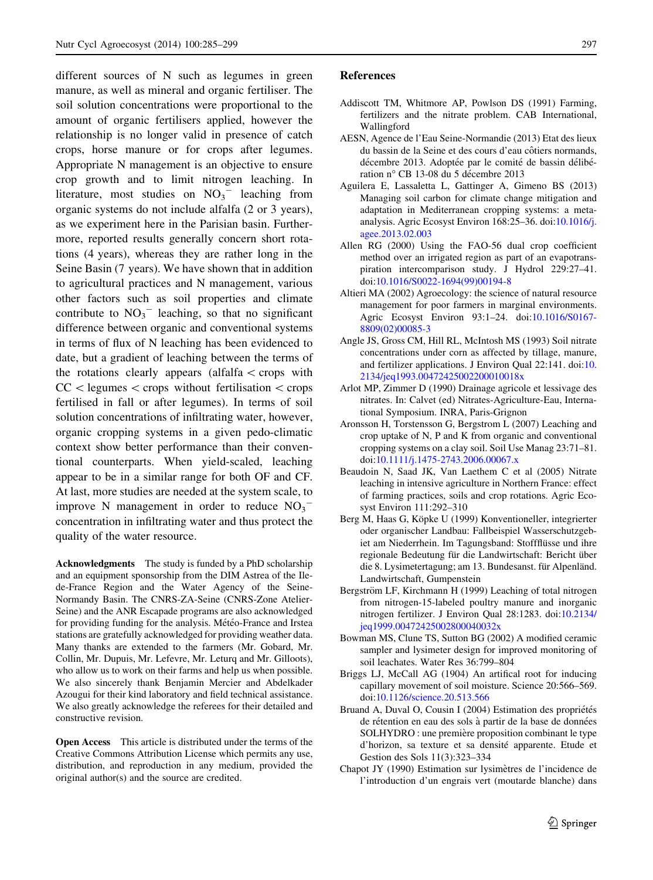different sources of N such as legumes in green manure, as well as mineral and organic fertiliser. The soil solution concentrations were proportional to the amount of organic fertilisers applied, however the relationship is no longer valid in presence of catch crops, horse manure or for crops after legumes. Appropriate N management is an objective to ensure crop growth and to limit nitrogen leaching. In literature, most studies on $NO_3^-$ leaching from organic systems do not include alfalfa (2 or 3 years), as we experiment here in the Parisian basin. Furthermore, reported results generally concern short rotations (4 years), whereas they are rather long in the Seine Basin (7 years). We have shown that in addition to agricultural practices and N management, various other factors such as soil properties and climate contribute to $NO_3^-$ leaching, so that no significant difference between organic and conventional systems in terms of flux of N leaching has been evidenced to date, but a gradient of leaching between the terms of the rotations clearly appears (alfalfa < crops with CC < legumes < crops without fertilisation < crops fertilised in fall or after legumes). In terms of soil solution concentrations of infiltrating water, however, organic cropping systems in a given pedo-climatic context show better performance than their conventional counterparts. When yield-scaled, leaching appear to be in a similar range for both OF and CF. At last, more studies are needed at the system scale, to improve N management in order to reduce $NO_3^-$ concentration in infiltrating water and thus protect the quality of the water resource.

**Acknowledgments** The study is funded by a PhD scholarship and an equipment sponsorship from the DIM Astrea of the Ile-de-France Region and the Water Agency of the Seine-Normandy Basin. The CNRS-ZA-Seine (CNRS-Zone Atelier-Seine) and the ANR Escapade programs are also acknowledged for providing funding for the analysis. Météo-France and Irstea stations are gratefully acknowledged for providing weather data. Many thanks are extended to the farmers (Mr. Gobard, Mr. Collin, Mr. Dupuis, Mr. Lefevre, Mr. Leturq and Mr. Gilloots), who allow us to work on their farms and help us when possible. We also sincerely thank Benjamin Mercier and Abdelkader Azougui for their kind laboratory and field technical assistance. We also greatly acknowledge the referees for their detailed and constructive revision.

**Open Access** This article is distributed under the terms of the Creative Commons Attribution License which permits any use, distribution, and reproduction in any medium, provided the original author(s) and the source are credited.

## References

Addiscott TM, Whitmore AP, Powlson DS (1991) Farming, fertilizers and the nitrate problem. CAB International, Wallingford

AESN, Agence de l'Eau Seine-Normandie (2013) Etat des lieux du bassin de la Seine et des cours d'eau côtiers normands, décembre 2013. Adoptée par le comité de bassin délibération n° CB 13-08 du 5 décembre 2013

Aguilera E, Lassaletta L, Gattinger A, Gimeno BS (2013) Managing soil carbon for climate change mitigation and adaptation in Mediterranean cropping systems: a meta-analysis. Agric Ecosyst Environ 168:25–36. doi:10.1016/j.agee.2013.02.003

Allen RG (2000) Using the FAO-56 dual crop coefficient method over an irrigated region as part of an evapotranspiration intercomparison study. J Hydrol 229:27–41. doi:10.1016/S0022-1694(99)00194-8

Altieri MA (2002) Agroecology: the science of natural resource management for poor farmers in marginal environments. Agric Ecosyst Environ 93:1–24. doi:10.1016/S0167-8809(02)00085-3

Angle JS, Gross CM, Hill RL, McIntosh MS (1993) Soil nitrate concentrations under corn as affected by tillage, manure, and fertilizer applications. J Environ Qual 22:141. doi:10.2134/jeq1993.00472425002200010018x

Arlot MP, Zimmer D (1990) Drainage agricole et lessivage des nitrates. In: Calvet (ed) Nitrates-Agriculture-Eau, International Symposium. INRA, Paris-Grignon

Aronsson H, Torstensson G, Bergstrom L (2007) Leaching and crop uptake of N, P and K from organic and conventional cropping systems on a clay soil. Soil Use Manag 23:71–81. doi:10.1111/j.1475-2743.2006.00067.x

Beaudoin N, Saad JK, Van Laethem C et al (2005) Nitrate leaching in intensive agriculture in Northern France: effect of farming practices, soils and crop rotations. Agric Ecosyst Environ 111:292–310

Berg M, Haas G, Köpke U (1999) Konventioneller, integrierter oder organischer Landbau: Fallbeispiel Wasserschutzgebiet am Niederrhein. Im Tagungsband: Stoffflüsse und ihre regionale Bedeutung für die Landwirtschaft: Bericht über die 8. Lysimetertagung; am 13. Bundesanst. für Alpenländ. Landwirtschaft, Gumpenstein

Bergström LF, Kirchmann H (1999) Leaching of total nitrogen from nitrogen-15-labeled poultry manure and inorganic nitrogen fertilizer. J Environ Qual 28:1283. doi:10.2134/jeq1999.00472425002800040032x

Bowman MS, Clune TS, Sutton BG (2002) A modified ceramic sampler and lysimeter design for improved monitoring of soil leachates. Water Res 36:799–804

Briggs LJ, McCall AG (1904) An artifical root for inducing capillary movement of soil moisture. Science 20:566–569. doi:10.1126/science.20.513.566

Bruand A, Duval O, Cousin I (2004) Estimation des propriétés de rétention en eau des sols à partir de la base de données SOLHYDRO : une première proposition combinant le type d'horizon, sa texture et sa densité apparente. Etude et Gestion des Sols 11(3):323–334

Chapot JY (1990) Estimation sur lysimètres de l'incidence de l'introduction d'un engrais vert (moutarde blanche) dans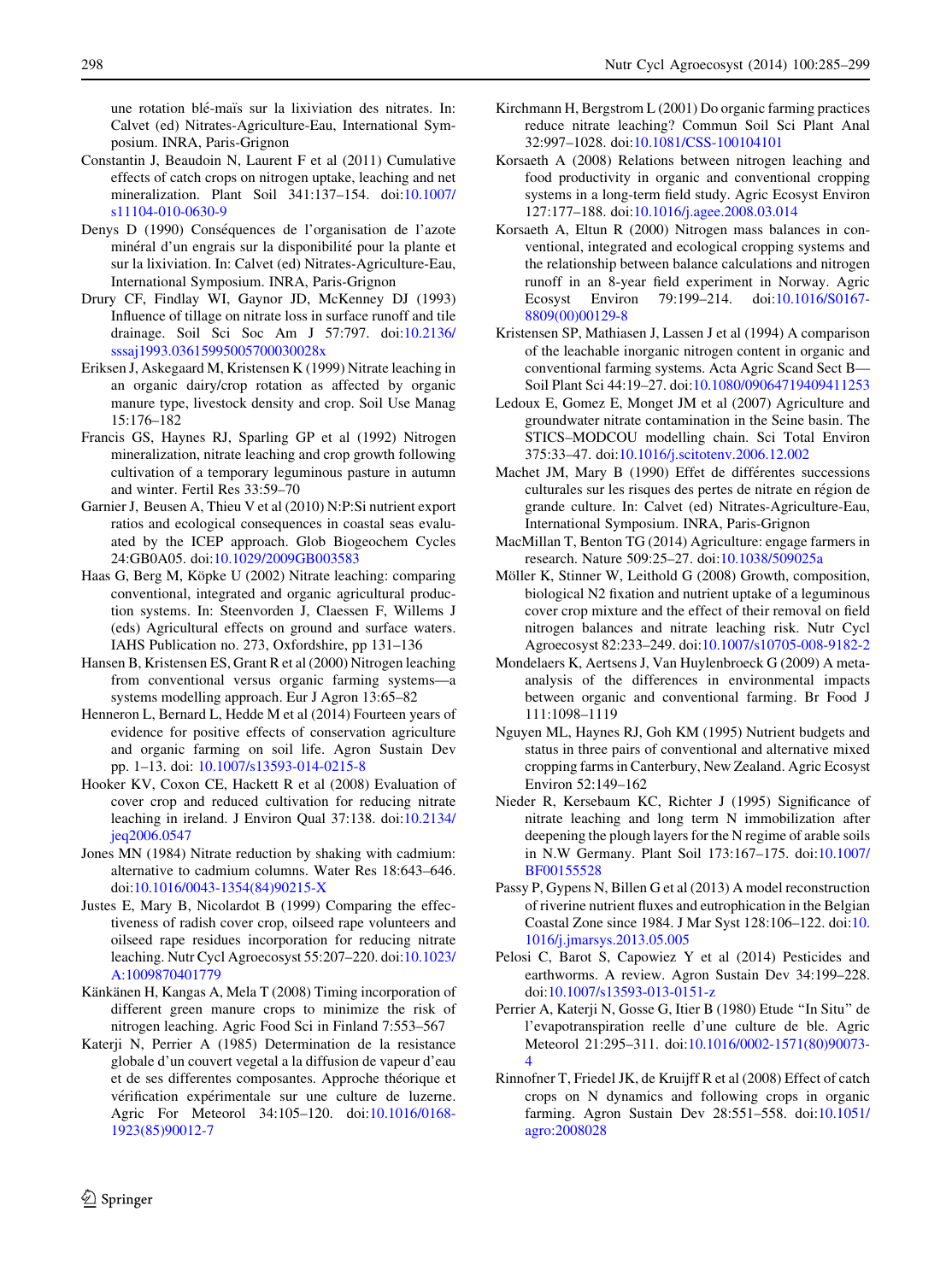une rotation blé-maïs sur la lixiviation des nitrates. In: Calvet (ed) Nitrates-Agriculture-Eau, International Symposium. INRA, Paris-Grignon

Constantin J, Beaudoin N, Laurent F et al (2011) Cumulative effects of catch crops on nitrogen uptake, leaching and net mineralization. Plant Soil 341:137–154. doi:10.1007/s11104-010-0630-9

Denys D (1990) Conséquences de l'organisation de l'azote minéral d'un engrais sur la disponibilité pour la plante et sur la lixiviation. In: Calvet (ed) Nitrates-Agriculture-Eau, International Symposium. INRA, Paris-Grignon

Drury CF, Findlay WI, Gaynor JD, McKenney DJ (1993) Influence of tillage on nitrate loss in surface runoff and tile drainage. Soil Sci Soc Am J 57:797. doi:10.2136/sssaj1993.03615995005700030028x

Eriksen J, Askegaard M, Kristensen K (1999) Nitrate leaching in an organic dairy/crop rotation as affected by organic manure type, livestock density and crop. Soil Use Manag 15:176–182

Francis GS, Haynes RJ, Sparling GP et al (1992) Nitrogen mineralization, nitrate leaching and crop growth following cultivation of a temporary leguminous pasture in autumn and winter. Fertil Res 33:59–70

Garnier J, Beusen A, Thieu V et al (2010) N:P:Si nutrient export ratios and ecological consequences in coastal seas evaluated by the ICEP approach. Glob Biogeochem Cycles 24:GB0A05. doi:10.1029/2009GB003583

Haas G, Berg M, Köpke U (2002) Nitrate leaching: comparing conventional, integrated and organic agricultural production systems. In: Steenvorden J, Claessen F, Willems J (eds) Agricultural effects on ground and surface waters. IAHS Publication no. 273, Oxfordshire, pp 131–136

Hansen B, Kristensen ES, Grant R et al (2000) Nitrogen leaching from conventional versus organic farming systems—a systems modelling approach. Eur J Agron 13:65–82

Henneron L, Bernard L, Hedde M et al (2014) Fourteen years of evidence for positive effects of conservation agriculture and organic farming on soil life. Agron Sustain Dev pp. 1–13. doi: 10.1007/s13593-014-0215-8

Hooker KV, Coxon CE, Hackett R et al (2008) Evaluation of cover crop and reduced cultivation for reducing nitrate leaching in ireland. J Environ Qual 37:138. doi:10.2134/jeq2006.0547

Jones MN (1984) Nitrate reduction by shaking with cadmium: alternative to cadmium columns. Water Res 18:643–646. doi:10.1016/0043-1354(84)90215-X

Justes E, Mary B, Nicolardot B (1999) Comparing the effectiveness of radish cover crop, oilseed rape volunteers and oilseed rape residues incorporation for reducing nitrate leaching. Nutr Cycl Agroecosyst 55:207–220. doi:10.1023/A:1009870401779

Känkänen H, Kangas A, Mela T (2008) Timing incorporation of different green manure crops to minimize the risk of nitrogen leaching. Agric Food Sci in Finland 7:553–567

Katerji N, Perrier A (1985) Determination de la resistance globale d'un couvert vegetal a la diffusion de vapeur d'eau et de ses differentes composantes. Approche théorique et vérification expérimentale sur une culture de luzerne. Agric For Meteorol 34:105–120. doi:10.1016/0168-1923(85)90012-7

Kirchmann H, Bergstrom L (2001) Do organic farming practices reduce nitrate leaching? Commun Soil Sci Plant Anal 32:997–1028. doi:10.1081/CSS-100104101

Korsaeth A (2008) Relations between nitrogen leaching and food productivity in organic and conventional cropping systems in a long-term field study. Agric Ecosyst Environ 127:177–188. doi:10.1016/j.agee.2008.03.014

Korsaeth A, Eltun R (2000) Nitrogen mass balances in conventional, integrated and ecological cropping systems and the relationship between balance calculations and nitrogen runoff in an 8-year field experiment in Norway. Agric Ecosyst Environ 79:199–214. doi:10.1016/S0167-8809(00)00129-8

Kristensen SP, Mathiasen J, Lassen J et al (1994) A comparison of the leachable inorganic nitrogen content in organic and conventional farming systems. Acta Agric Scand Sect B—Soil Plant Sci 44:19–27. doi:10.1080/09064719409411253

Ledoux E, Gomez E, Monget JM et al (2007) Agriculture and groundwater nitrate contamination in the Seine basin. The STICS–MODCOU modelling chain. Sci Total Environ 375:33–47. doi:10.1016/j.scitotenv.2006.12.002

Machet JM, Mary B (1990) Effet de différentes successions culturales sur les risques des pertes de nitrate en région de grande culture. In: Calvet (ed) Nitrates-Agriculture-Eau, International Symposium. INRA, Paris-Grignon

MacMillan T, Benton TG (2014) Agriculture: engage farmers in research. Nature 509:25–27. doi:10.1038/509025a

Möller K, Stinner W, Leithold G (2008) Growth, composition, biological N2 fixation and nutrient uptake of a leguminous cover crop mixture and the effect of their removal on field nitrogen balances and nitrate leaching risk. Nutr Cycl Agroecosyst 82:233–249. doi:10.1007/s10705-008-9182-2

Mondelaers K, Aertsens J, Van Huylenbroeck G (2009) A meta-analysis of the differences in environmental impacts between organic and conventional farming. Br Food J 111:1098–1119

Nguyen ML, Haynes RJ, Goh KM (1995) Nutrient budgets and status in three pairs of conventional and alternative mixed cropping farms in Canterbury, New Zealand. Agric Ecosyst Environ 52:149–162

Nieder R, Kersebaum KC, Richter J (1995) Significance of nitrate leaching and long term N immobilization after deepening the plough layers for the N regime of arable soils in N.W Germany. Plant Soil 173:167–175. doi:10.1007/BF00155528

Passy P, Gypens N, Billen G et al (2013) A model reconstruction of riverine nutrient fluxes and eutrophication in the Belgian Coastal Zone since 1984. J Mar Syst 128:106–122. doi:10.1016/j.jmarsys.2013.05.005

Pelosi C, Barot S, Capowiez Y et al (2014) Pesticides and earthworms. A review. Agron Sustain Dev 34:199–228. doi:10.1007/s13593-013-0151-z

Perrier A, Katerji N, Gosse G, Itier B (1980) Etude "In Situ" de l'evapotranspiration reelle d'une culture de ble. Agric Meteorol 21:295–311. doi:10.1016/0002-1571(80)90073-4

Rinnofner T, Friedel JK, de Kruijff R et al (2008) Effect of catch crops on N dynamics and following crops in organic farming. Agron Sustain Dev 28:551–558. doi:10.1051/agro:2008028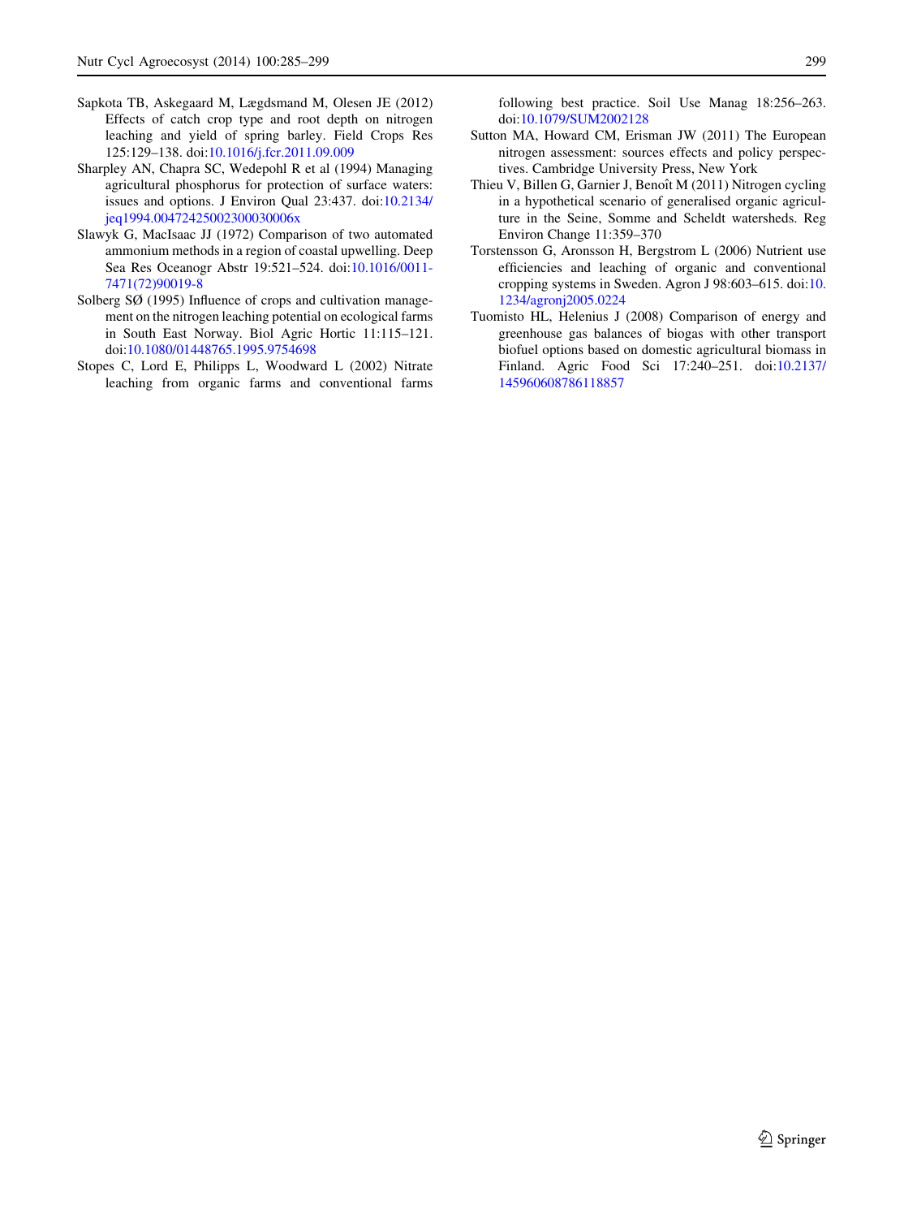Sapkota TB, Askegaard M, Lægdsmand M, Olesen JE (2012) Effects of catch crop type and root depth on nitrogen leaching and yield of spring barley. Field Crops Res 125:129–138. doi:10.1016/j.fcr.2011.09.009

Sharpley AN, Chapra SC, Wedepohl R et al (1994) Managing agricultural phosphorus for protection of surface waters: issues and options. J Environ Qual 23:437. doi:10.2134/jeq1994.00472425002300030006x

Slawyk G, MacIsaac JJ (1972) Comparison of two automated ammonium methods in a region of coastal upwelling. Deep Sea Res Oceanogr Abstr 19:521–524. doi:10.1016/0011-7471(72)90019-8

Solberg SØ (1995) Influence of crops and cultivation management on the nitrogen leaching potential on ecological farms in South East Norway. Biol Agric Hortic 11:115–121. doi:10.1080/01448765.1995.9754698

Stopes C, Lord E, Philipps L, Woodward L (2002) Nitrate leaching from organic farms and conventional farms following best practice. Soil Use Manag 18:256–263. doi:10.1079/SUM2002128

Sutton MA, Howard CM, Erisman JW (2011) The European nitrogen assessment: sources effects and policy perspectives. Cambridge University Press, New York

Thieu V, Billen G, Garnier J, Benoît M (2011) Nitrogen cycling in a hypothetical scenario of generalised organic agriculture in the Seine, Somme and Scheldt watersheds. Reg Environ Change 11:359–370

Torstensson G, Aronsson H, Bergstrom L (2006) Nutrient use efficiencies and leaching of organic and conventional cropping systems in Sweden. Agron J 98:603–615. doi:10.1234/agronj2005.0224

Tuomisto HL, Helenius J (2008) Comparison of energy and greenhouse gas balances of biogas with other transport biofuel options based on domestic agricultural biomass in Finland. Agric Food Sci 17:240–251. doi:10.2137/145960608786118857